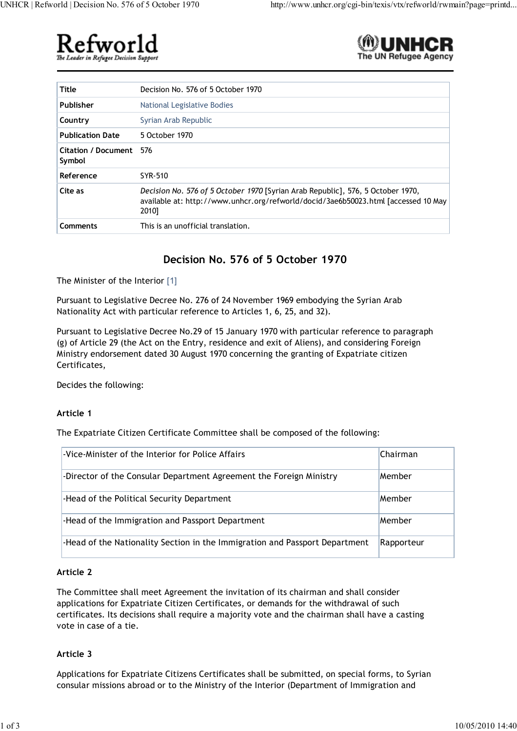Refworld
The Leader in Refugee Decision Support

UNHCR
The UN Refugee Agency

| Title | Decision No. 576 of 5 October 1970 |
| --- | --- |
| Publisher | National Legislative Bodies |
| Country | Syrian Arab Republic |
| Publication Date | 5 October 1970 |
| Citation / Document Symbol | 576 |
| Reference | SYR-510 |
| Cite as | *Decision No. 576 of 5 October 1970* [Syrian Arab Republic], 576, 5 October 1970, available at: http://www.unhcr.org/refworld/docid/3ae6b50023.html [accessed 10 May 2010] |
| Comments | This is an unofficial translation. |

# Decision No. 576 of 5 October 1970

The Minister of the Interior [1]

Pursuant to Legislative Decree No. 276 of 24 November 1969 embodying the Syrian Arab Nationality Act with particular reference to Articles 1, 6, 25, and 32).

Pursuant to Legislative Decree No.29 of 15 January 1970 with particular reference to paragraph (g) of Article 29 (the Act on the Entry, residence and exit of Aliens), and considering Foreign Ministry endorsement dated 30 August 1970 concerning the granting of Expatriate citizen Certificates,

Decides the following:

### Article 1

The Expatriate Citizen Certificate Committee shall be composed of the following:

| | |
| --- | --- |
| -Vice-Minister of the Interior for Police Affairs | Chairman |
| -Director of the Consular Department Agreement the Foreign Ministry | Member |
| -Head of the Political Security Department | Member |
| -Head of the Immigration and Passport Department | Member |
| -Head of the Nationality Section in the Immigration and Passport Department | Rapporteur |

### Article 2

The Committee shall meet Agreement the invitation of its chairman and shall consider applications for Expatriate Citizen Certificates, or demands for the withdrawal of such certificates. Its decisions shall require a majority vote and the chairman shall have a casting vote in case of a tie.

### Article 3

Applications for Expatriate Citizens Certificates shall be submitted, on special forms, to Syrian consular missions abroad or to the Ministry of the Interior (Department of Immigration and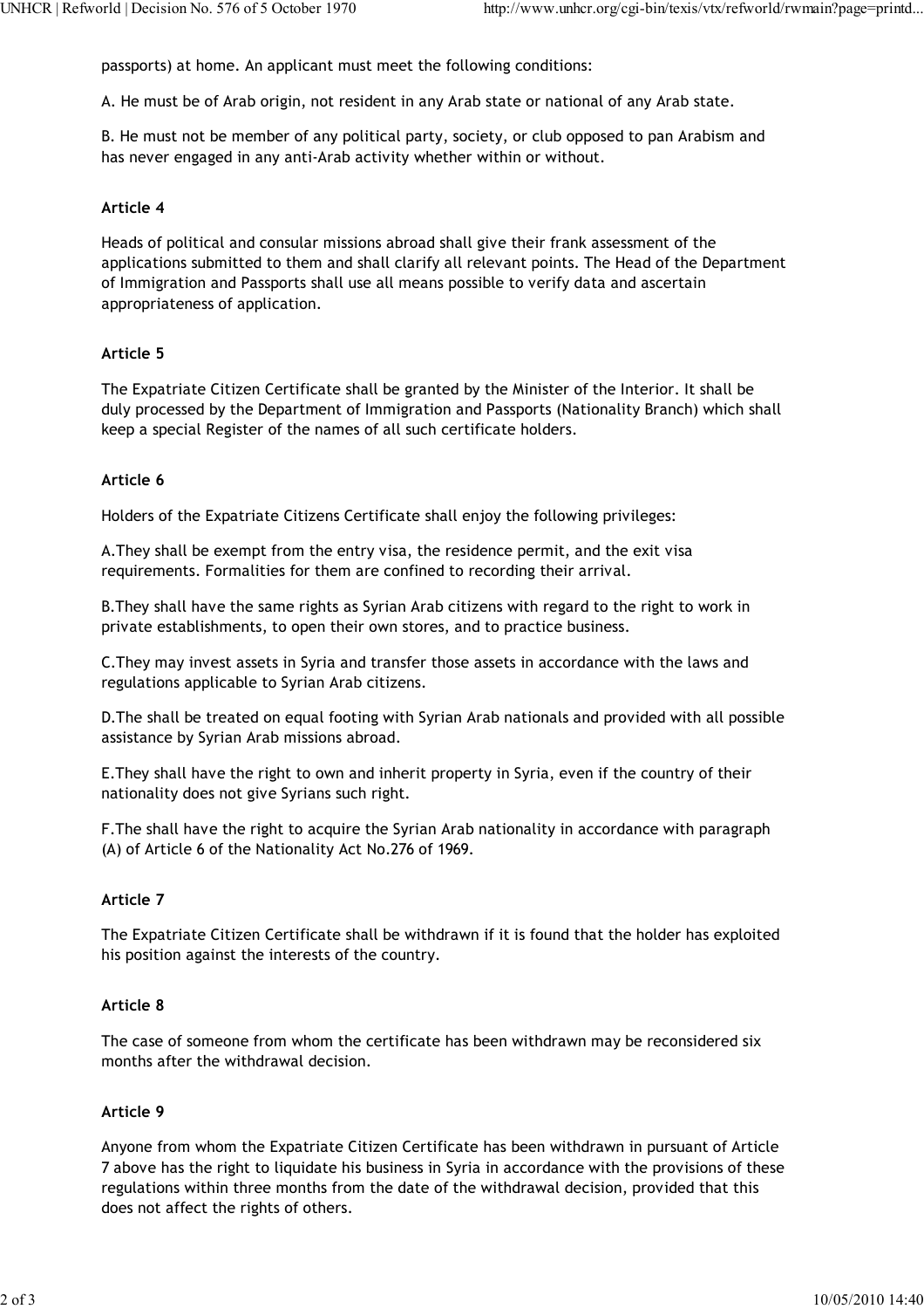passports) at home. An applicant must meet the following conditions:

A. He must be of Arab origin, not resident in any Arab state or national of any Arab state.

B. He must not be member of any political party, society, or club opposed to pan Arabism and has never engaged in any anti-Arab activity whether within or without.

**Article 4**

Heads of political and consular missions abroad shall give their frank assessment of the applications submitted to them and shall clarify all relevant points. The Head of the Department of Immigration and Passports shall use all means possible to verify data and ascertain appropriateness of application.

**Article 5**

The Expatriate Citizen Certificate shall be granted by the Minister of the Interior. It shall be duly processed by the Department of Immigration and Passports (Nationality Branch) which shall keep a special Register of the names of all such certificate holders.

**Article 6**

Holders of the Expatriate Citizens Certificate shall enjoy the following privileges:

A.They shall be exempt from the entry visa, the residence permit, and the exit visa requirements. Formalities for them are confined to recording their arrival.

B.They shall have the same rights as Syrian Arab citizens with regard to the right to work in private establishments, to open their own stores, and to practice business.

C.They may invest assets in Syria and transfer those assets in accordance with the laws and regulations applicable to Syrian Arab citizens.

D.The shall be treated on equal footing with Syrian Arab nationals and provided with all possible assistance by Syrian Arab missions abroad.

E.They shall have the right to own and inherit property in Syria, even if the country of their nationality does not give Syrians such right.

F.The shall have the right to acquire the Syrian Arab nationality in accordance with paragraph (A) of Article 6 of the Nationality Act No.276 of 1969.

**Article 7**

The Expatriate Citizen Certificate shall be withdrawn if it is found that the holder has exploited his position against the interests of the country.

**Article 8**

The case of someone from whom the certificate has been withdrawn may be reconsidered six months after the withdrawal decision.

**Article 9**

Anyone from whom the Expatriate Citizen Certificate has been withdrawn in pursuant of Article 7 above has the right to liquidate his business in Syria in accordance with the provisions of these regulations within three months from the date of the withdrawal decision, provided that this does not affect the rights of others.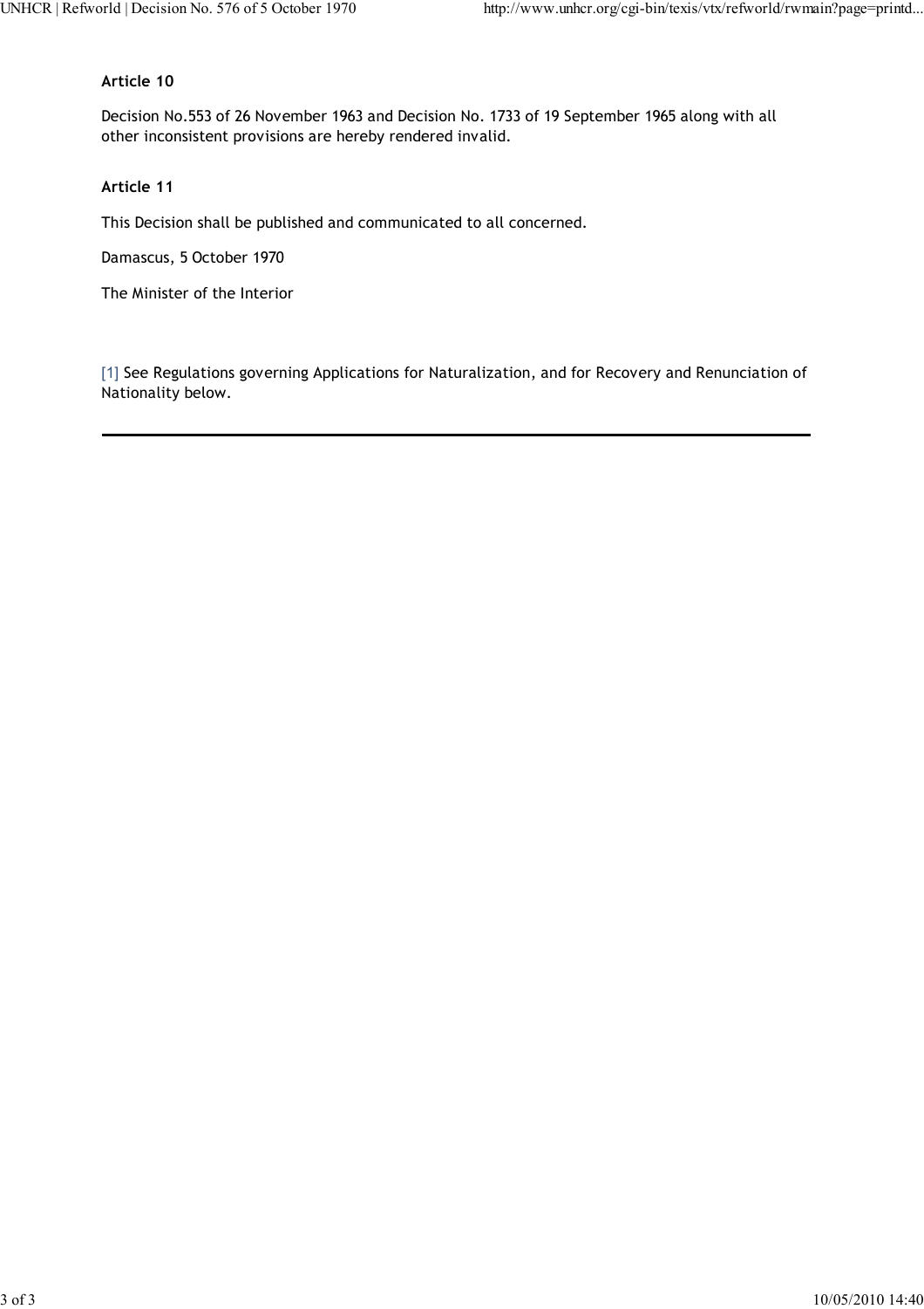**Article 10**

Decision No.553 of 26 November 1963 and Decision No. 1733 of 19 September 1965 along with all other inconsistent provisions are hereby rendered invalid.

**Article 11**

This Decision shall be published and communicated to all concerned.

Damascus, 5 October 1970

The Minister of the Interior

[1] See Regulations governing Applications for Naturalization, and for Recovery and Renunciation of Nationality below.

---